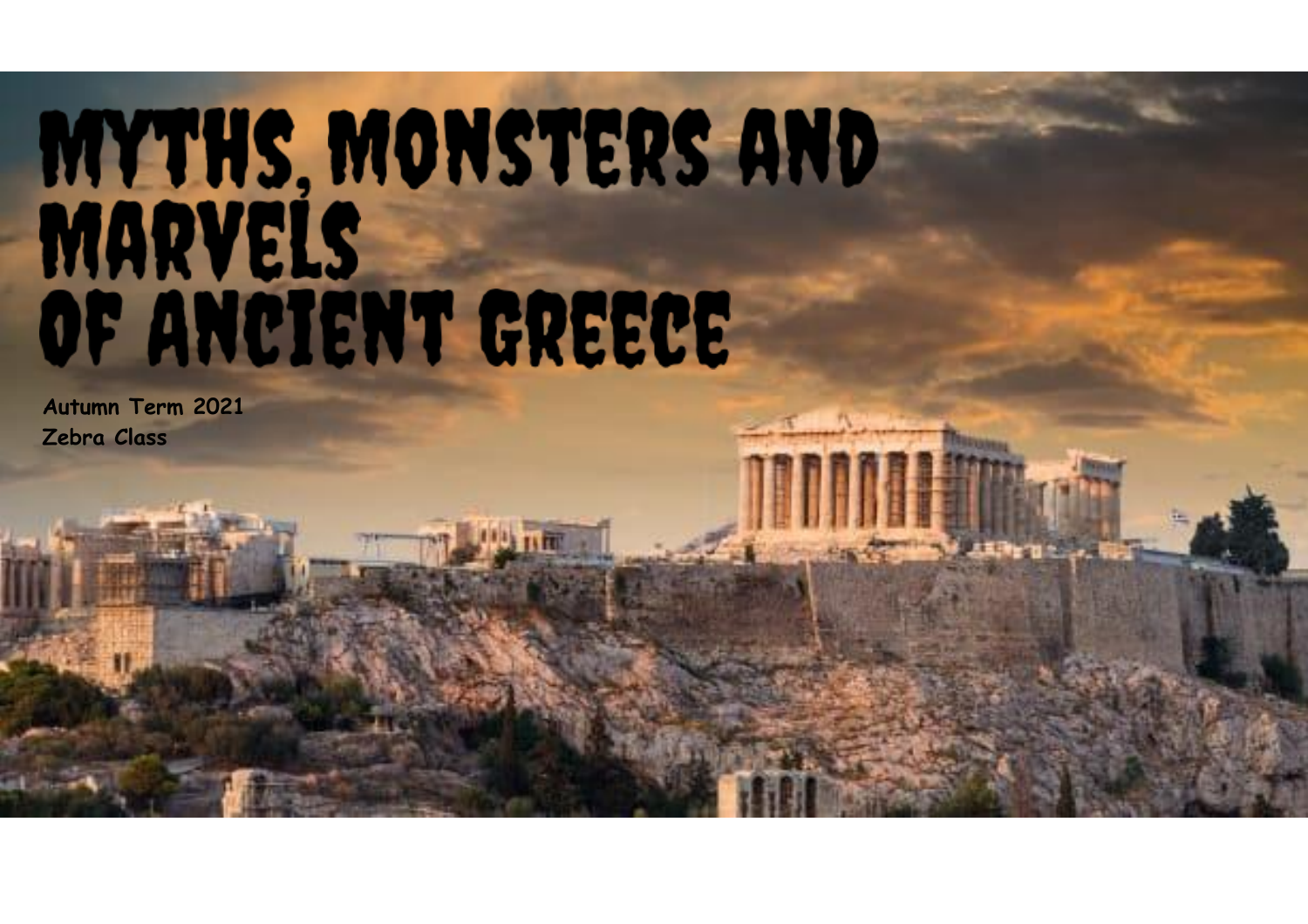# MYTHS, MONSTERS AND MARVELS OF ANCIENT GREECE

**Autumn Term 2021**
**Zebra Class**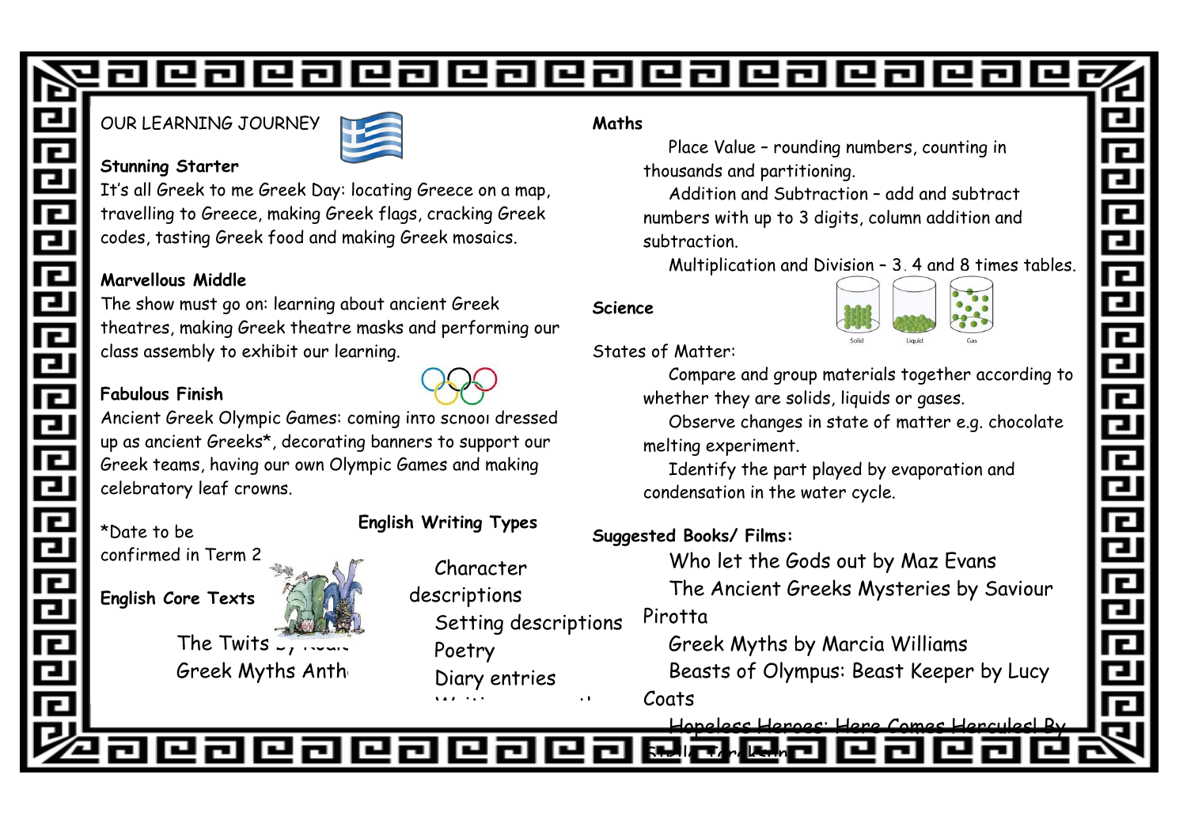OUR LEARNING JOURNEY

**Stunning Starter**

It's all Greek to me Greek Day: locating Greece on a map, travelling to Greece, making Greek flags, cracking Greek codes, tasting Greek food and making Greek mosaics.

**Marvellous Middle**

The show must go on: learning about ancient Greek theatres, making Greek theatre masks and performing our class assembly to exhibit our learning.

**Fabulous Finish**

Ancient Greek Olympic Games: coming into school dressed up as ancient Greeks*, decorating banners to support our Greek teams, having our own Olympic Games and making celebratory leaf crowns.

*Date to be confirmed in Term 2

**English Core Texts**

- The Twits by Roald
- Greek Myths Anth

**English Writing Types**

- Character descriptions
- Setting descriptions
- Poetry
- Diary entries

**Maths**

- Place Value – rounding numbers, counting in thousands and partitioning.
- Addition and Subtraction – add and subtract numbers with up to 3 digits, column addition and subtraction.
- Multiplication and Division – 3, 4 and 8 times tables.

**Science**

Solid Liquid Gas

States of Matter:

- Compare and group materials together according to whether they are solids, liquids or gases.
- Observe changes in state of matter e.g. chocolate melting experiment.
- Identify the part played by evaporation and condensation in the water cycle.

**Suggested Books/ Films:**

- Who let the Gods out by Maz Evans
- The Ancient Greeks Mysteries by Saviour Pirotta
- Greek Myths by Marcia Williams
- Beasts of Olympus: Beast Keeper by Lucy Coats
- Hopeless Heroes: Here Comes Hercules! By Stella Tarakson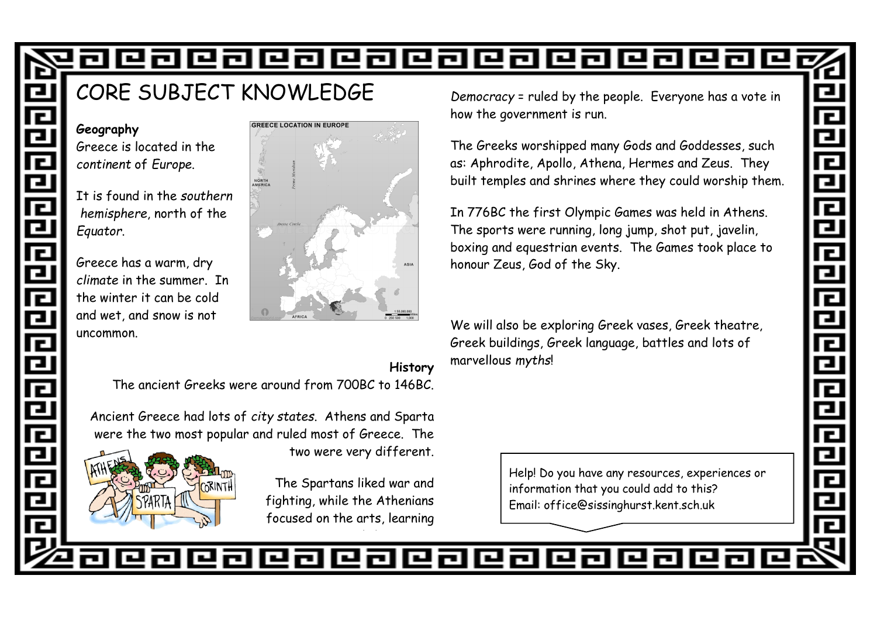# CORE SUBJECT KNOWLEDGE

**Geography**

Greece is located in the *continent* of *Europe*.

It is found in the *southern hemisphere*, north of the *Equator*.

Greece has a warm, dry *climate* in the summer. In the winter it can be cold and wet, and snow is not uncommon.

**History**

The ancient Greeks were around from 700BC to 146BC.

Ancient Greece had lots of *city states*. Athens and Sparta were the two most popular and ruled most of Greece. The two were very different.

The Spartans liked war and fighting, while the Athenians focused on the arts, learning

*Democracy* = ruled by the people. Everyone has a vote in how the government is run.

The Greeks worshipped many Gods and Goddesses, such as: Aphrodite, Apollo, Athena, Hermes and Zeus. They built temples and shrines where they could worship them.

In 776BC the first Olympic Games was held in Athens. The sports were running, long jump, shot put, javelin, boxing and equestrian events. The Games took place to honour Zeus, God of the Sky.

We will also be exploring Greek vases, Greek theatre, Greek buildings, Greek language, battles and lots of marvellous *myths*!

Help! Do you have any resources, experiences or information that you could add to this?
Email: office@sissinghurst.kent.sch.uk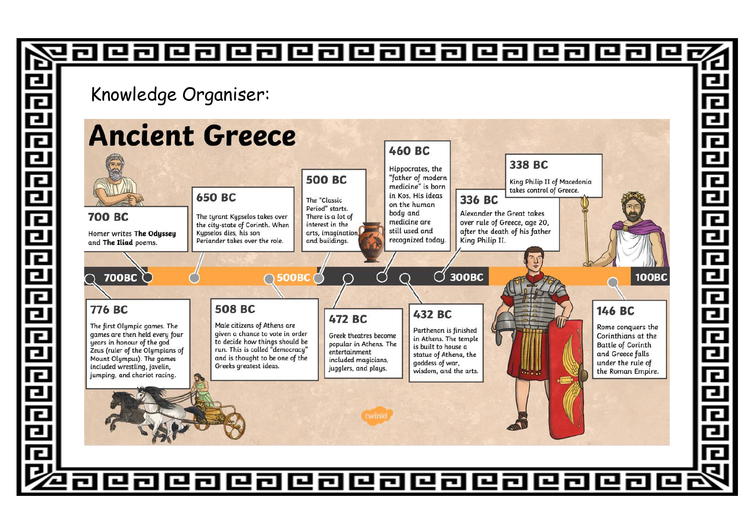Knowledge Organiser:

# Ancient Greece

**776 BC**

The first Olympic games. The games are then held every four years in honour of the god Zeus (ruler of the Olympians of Mount Olympus). The games included wrestling, javelin, jumping, and chariot racing.

**700 BC**

Homer writes **The Odyssey** and **The Iliad** poems.

**650 BC**

The tyrant Kypselos takes over the city-state of Corinth. When Kypselos dies, his son Periander takes over the role.

**508 BC**

Male citizens of Athens are given a chance to vote in order to decide how things should be run. This is called "democracy" and is thought to be one of the Greeks greatest ideas.

**500 BC**

The "Classic Period" starts. There is a lot of interest in the arts, imagination, and buildings.

**472 BC**

Greek theatres become popular in Athens. The entertainment included magicians, jugglers, and plays.

**460 BC**

Hippocrates, the "father of modern medicine" is born in Kos. His ideas on the human body and medicine are still used and recognized today.

**432 BC**

Parthenon is finished in Athens. The temple is built to house a statue of Athena, the goddess of war, wisdom, and the arts.

**338 BC**

King Philip II of Macedonia takes control of Greece.

**336 BC**

Alexander the Great takes over rule of Greece, age 20, after the death of his father King Philip II.

**146 BC**

Rome conquers the Corinthians at the Battle of Corinth and Greece falls under the rule of the Roman Empire.

700BC — 500BC — 300BC — 100BC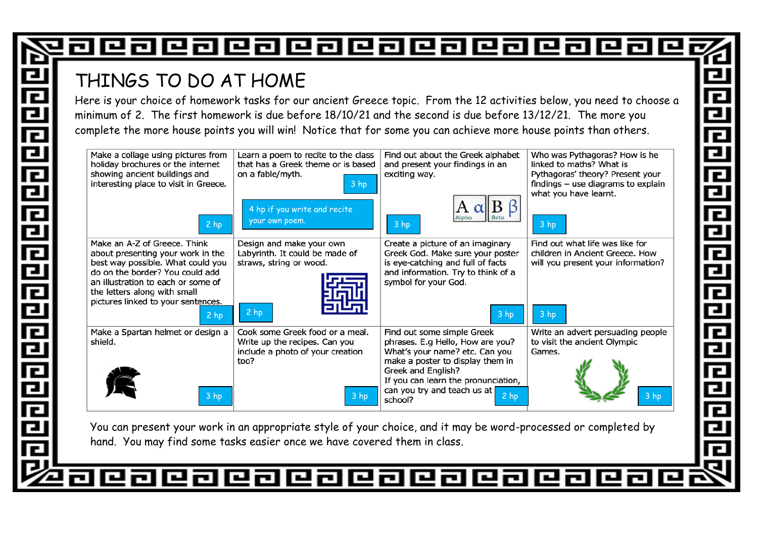# THINGS TO DO AT HOME

Here is your choice of homework tasks for our ancient Greece topic. From the 12 activities below, you need to choose a minimum of 2. The first homework is due before 18/10/21 and the second is due before 13/12/21. The more you complete the more house points you will win! Notice that for some you can achieve more house points than others.

| | | | |
|---|---|---|---|
| Make a collage using pictures from holiday brochures or the internet showing ancient buildings and interesting place to visit in Greece. 2 hp | Learn a poem to recite to the class that has a Greek theme or is based on a fable/myth. 3 hp<br>4 hp if you write and recite your own poem. | Find out about the Greek alphabet and present your findings in an exciting way. 3 hp | Who was Pythagoras? How is he linked to maths? What is Pythagoras' theory? Present your findings – use diagrams to explain what you have learnt. 3 hp |
| Make an A-Z of Greece. Think about presenting your work in the best way possible. What could you do on the border? You could add an illustration to each or some of the letters along with small pictures linked to your sentences. 2 hp | Design and make your own Labyrinth. It could be made of straws, string or wood. 2 hp | Create a picture of an imaginary Greek God. Make sure your poster is eye-catching and full of facts and information. Try to think of a symbol for your God. 3 hp | Find out what life was like for children in Ancient Greece. How will you present your information? 3 hp |
| Make a Spartan helmet or design a shield. 3 hp | Cook some Greek food or a meal. Write up the recipes. Can you include a photo of your creation too? 3 hp | Find out some simple Greek phrases. E.g Hello, How are you? What's your name? etc. Can you make a poster to display them in Greek and English? If you can learn the pronunciation, can you try and teach us at school? 2 hp | Write an advert persuading people to visit the ancient Olympic Games. 3 hp |

You can present your work in an appropriate style of your choice, and it may be word-processed or completed by hand. You may find some tasks easier once we have covered them in class.